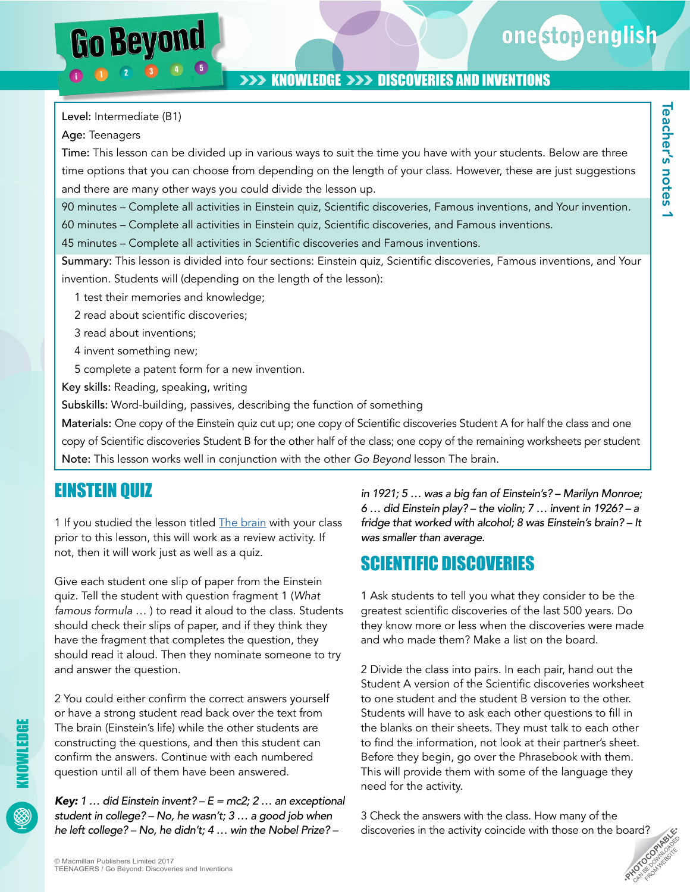# Go Beyond

## KNOWLEDGE >>> DISCOVERIES AND INVENTIONS

Teacher's notes 1

**Level:** Intermediate (B1)

**Age:** Teenagers

**Time:** This lesson can be divided up in various ways to suit the time you have with your students. Below are three time options that you can choose from depending on the length of your class. However, these are just suggestions and there are many other ways you could divide the lesson up.

90 minutes – Complete all activities in Einstein quiz, Scientific discoveries, Famous inventions, and Your invention.

60 minutes – Complete all activities in Einstein quiz, Scientific discoveries, and Famous inventions.

45 minutes – Complete all activities in Scientific discoveries and Famous inventions.

**Summary:** This lesson is divided into four sections: Einstein quiz, Scientific discoveries, Famous inventions, and Your invention. Students will (depending on the length of the lesson):

1 test their memories and knowledge;

2 read about scientific discoveries;

3 read about inventions;

4 invent something new;

5 complete a patent form for a new invention.

**Key skills:** Reading, speaking, writing

**Subskills:** Word-building, passives, describing the function of something

**Materials:** One copy of the Einstein quiz cut up; one copy of Scientific discoveries Student A for half the class and one copy of Scientific discoveries Student B for the other half of the class; one copy of the remaining worksheets per student

**Note:** This lesson works well in conjunction with the other *Go Beyond* lesson The brain.

## EINSTEIN QUIZ

1 If you studied the lesson titled The brain with your class prior to this lesson, this will work as a review activity. If not, then it will work just as well as a quiz.

Give each student one slip of paper from the Einstein quiz. Tell the student with question fragment 1 (*What famous formula …* ) to read it aloud to the class. Students should check their slips of paper, and if they think they have the fragment that completes the question, they should read it aloud. Then they nominate someone to try and answer the question.

2 You could either confirm the correct answers yourself or have a strong student read back over the text from The brain (Einstein's life) while the other students are constructing the questions, and then this student can confirm the answers. Continue with each numbered question until all of them have been answered.

***Key:** 1 … did Einstein invent? – E = mc2; 2 … an exceptional student in college? – No, he wasn't; 3 … a good job when he left college? – No, he didn't; 4 … win the Nobel Prize? – in 1921; 5 … was a big fan of Einstein's? – Marilyn Monroe; 6 … did Einstein play? – the violin; 7 … invent in 1926? – a fridge that worked with alcohol; 8 was Einstein's brain? – It was smaller than average.*

## SCIENTIFIC DISCOVERIES

1 Ask students to tell you what they consider to be the greatest scientific discoveries of the last 500 years. Do they know more or less when the discoveries were made and who made them? Make a list on the board.

2 Divide the class into pairs. In each pair, hand out the Student A version of the Scientific discoveries worksheet to one student and the student B version to the other. Students will have to ask each other questions to fill in the blanks on their sheets. They must talk to each other to find the information, not look at their partner's sheet. Before they begin, go over the Phrasebook with them. This will provide them with some of the language they need for the activity.

3 Check the answers with the class. How many of the discoveries in the activity coincide with those on the board?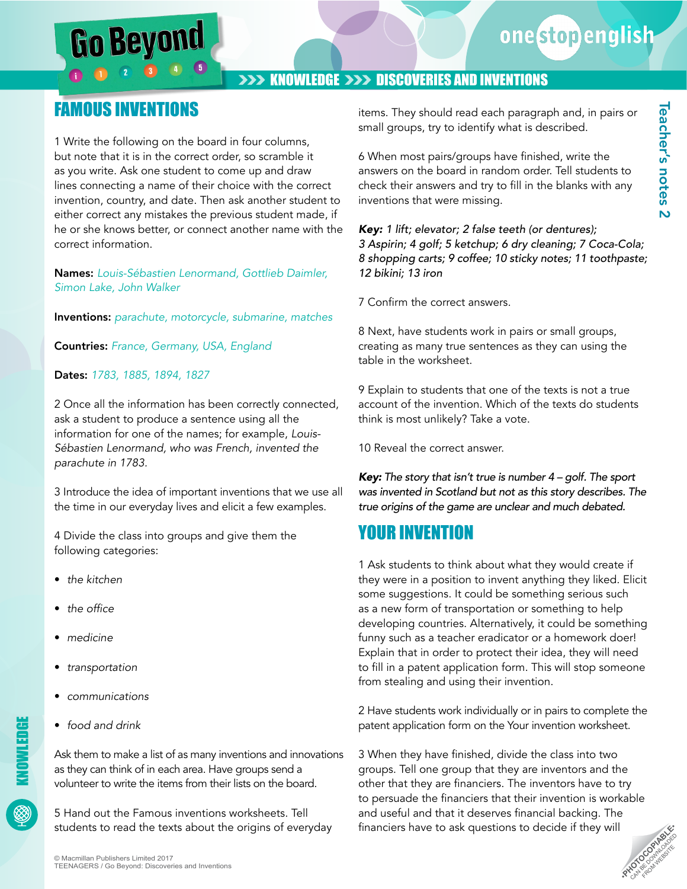## FAMOUS INVENTIONS

1 Write the following on the board in four columns, but note that it is in the correct order, so scramble it as you write. Ask one student to come up and draw lines connecting a name of their choice with the correct invention, country, and date. Then ask another student to either correct any mistakes the previous student made, if he or she knows better, or connect another name with the correct information.

**Names:** *Louis-Sébastien Lenormand, Gottlieb Daimler, Simon Lake, John Walker*

**Inventions:** *parachute, motorcycle, submarine, matches*

**Countries:** *France, Germany, USA, England*

**Dates:** *1783, 1885, 1894, 1827*

2 Once all the information has been correctly connected, ask a student to produce a sentence using all the information for one of the names; for example, *Louis-Sébastien Lenormand, who was French, invented the parachute in 1783.*

3 Introduce the idea of important inventions that we use all the time in our everyday lives and elicit a few examples.

4 Divide the class into groups and give them the following categories:

- *the kitchen*
- *the office*
- *medicine*
- *transportation*
- *communications*
- *food and drink*

Ask them to make a list of as many inventions and innovations as they can think of in each area. Have groups send a volunteer to write the items from their lists on the board.

5 Hand out the Famous inventions worksheets. Tell students to read the texts about the origins of everyday items. They should read each paragraph and, in pairs or small groups, try to identify what is described.

6 When most pairs/groups have finished, write the answers on the board in random order. Tell students to check their answers and try to fill in the blanks with any inventions that were missing.

***Key:*** *1 lift; elevator; 2 false teeth (or dentures); 3 Aspirin; 4 golf; 5 ketchup; 6 dry cleaning; 7 Coca-Cola; 8 shopping carts; 9 coffee; 10 sticky notes; 11 toothpaste; 12 bikini; 13 iron*

7 Confirm the correct answers.

8 Next, have students work in pairs or small groups, creating as many true sentences as they can using the table in the worksheet.

9 Explain to students that one of the texts is not a true account of the invention. Which of the texts do students think is most unlikely? Take a vote.

10 Reveal the correct answer.

***Key:*** *The story that isn't true is number 4 – golf. The sport was invented in Scotland but not as this story describes. The true origins of the game are unclear and much debated.*

## YOUR INVENTION

1 Ask students to think about what they would create if they were in a position to invent anything they liked. Elicit some suggestions. It could be something serious such as a new form of transportation or something to help developing countries. Alternatively, it could be something funny such as a teacher eradicator or a homework doer! Explain that in order to protect their idea, they will need to fill in a patent application form. This will stop someone from stealing and using their invention.

2 Have students work individually or in pairs to complete the patent application form on the Your invention worksheet.

3 When they have finished, divide the class into two groups. Tell one group that they are inventors and the other that they are financiers. The inventors have to try to persuade the financiers that their invention is workable and useful and that it deserves financial backing. The financiers have to ask questions to decide if they will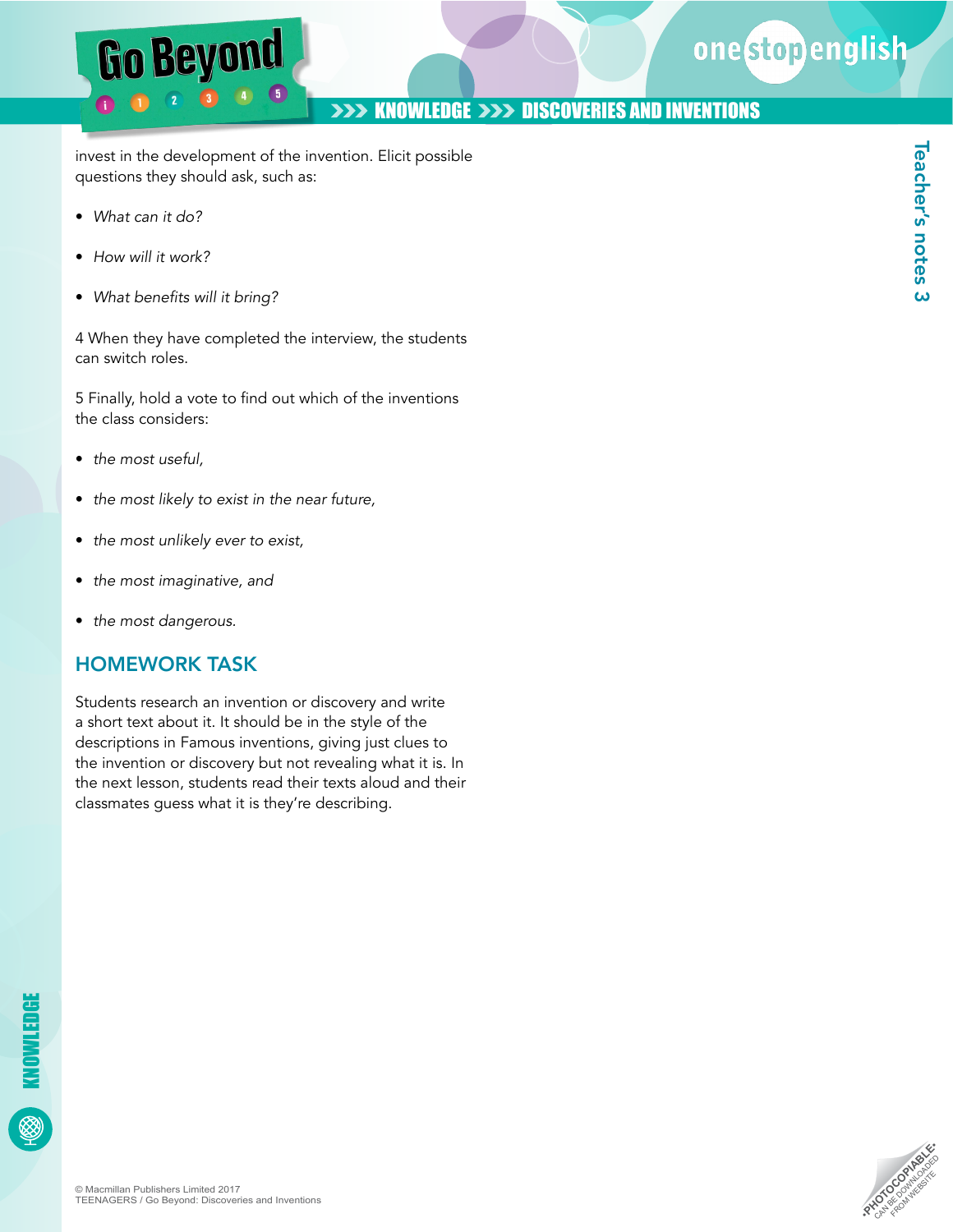invest in the development of the invention. Elicit possible questions they should ask, such as:

- *What can it do?*
- *How will it work?*
- *What benefits will it bring?*

4 When they have completed the interview, the students can switch roles.

5 Finally, hold a vote to find out which of the inventions the class considers:

- *the most useful,*
- *the most likely to exist in the near future,*
- *the most unlikely ever to exist,*
- *the most imaginative, and*
- *the most dangerous.*

## HOMEWORK TASK

Students research an invention or discovery and write a short text about it. It should be in the style of the descriptions in Famous inventions, giving just clues to the invention or discovery but not revealing what it is. In the next lesson, students read their texts aloud and their classmates guess what it is they're describing.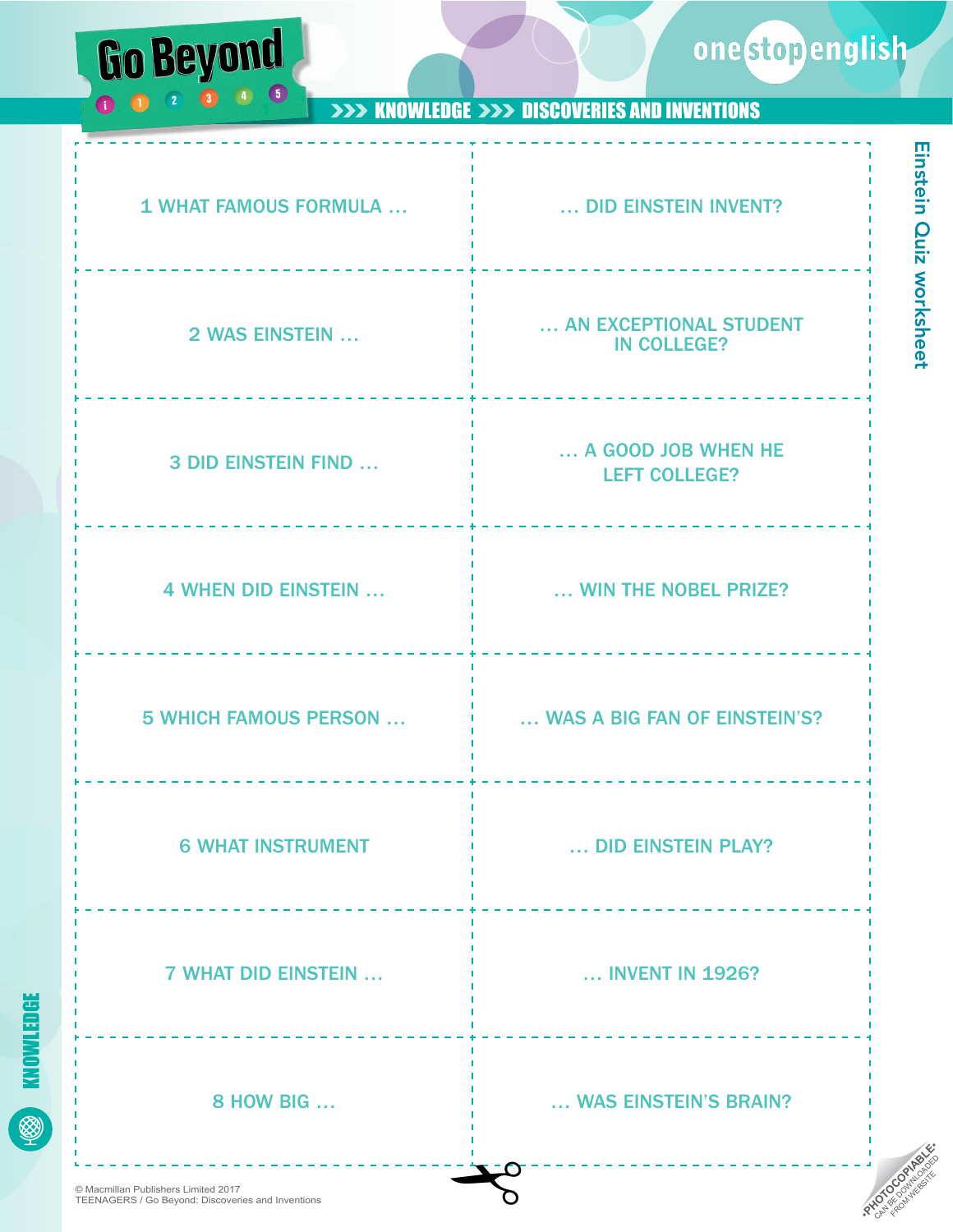# Einstein Quiz worksheet

KNOWLEDGE >>> DISCOVERIES AND INVENTIONS

| | |
|---|---|
| 1 WHAT FAMOUS FORMULA … | … DID EINSTEIN INVENT? |
| 2 WAS EINSTEIN … | … AN EXCEPTIONAL STUDENT IN COLLEGE? |
| 3 DID EINSTEIN FIND … | … A GOOD JOB WHEN HE LEFT COLLEGE? |
| 4 WHEN DID EINSTEIN … | … WIN THE NOBEL PRIZE? |
| 5 WHICH FAMOUS PERSON … | … WAS A BIG FAN OF EINSTEIN'S? |
| 6 WHAT INSTRUMENT | … DID EINSTEIN PLAY? |
| 7 WHAT DID EINSTEIN … | … INVENT IN 1926? |
| 8 HOW BIG … | … WAS EINSTEIN'S BRAIN? |

© Macmillan Publishers Limited 2017
TEENAGERS / Go Beyond: Discoveries and Inventions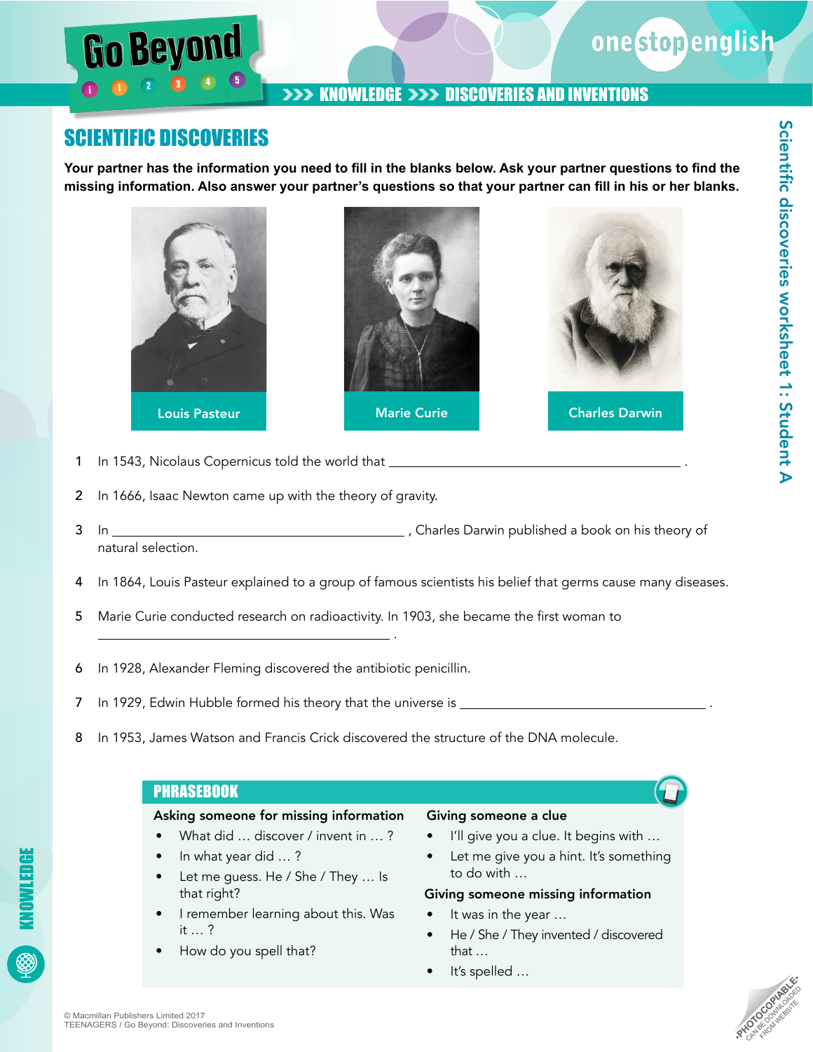# SCIENTIFIC DISCOVERIES

**Your partner has the information you need to fill in the blanks below. Ask your partner questions to find the missing information. Also answer your partner's questions so that your partner can fill in his or her blanks.**

Louis Pasteur

Marie Curie

Charles Darwin

1. In 1543, Nicolaus Copernicus told the world that ______________________________________ .
2. In 1666, Isaac Newton came up with the theory of gravity.
3. In ______________________________________ , Charles Darwin published a book on his theory of natural selection.
4. In 1864, Louis Pasteur explained to a group of famous scientists his belief that germs cause many diseases.
5. Marie Curie conducted research on radioactivity. In 1903, she became the first woman to ______________________________________ .
6. In 1928, Alexander Fleming discovered the antibiotic penicillin.
7. In 1929, Edwin Hubble formed his theory that the universe is ______________________________________ .
8. In 1953, James Watson and Francis Crick discovered the structure of the DNA molecule.

## PHRASEBOOK

**Asking someone for missing information**

- What did … discover / invent in … ?
- In what year did … ?
- Let me guess. He / She / They … Is that right?
- I remember learning about this. Was it … ?
- How do you spell that?

**Giving someone a clue**

- I'll give you a clue. It begins with …
- Let me give you a hint. It's something to do with …

**Giving someone missing information**

- It was in the year …
- He / She / They invented / discovered that …
- It's spelled …

© Macmillan Publishers Limited 2017
TEENAGERS / Go Beyond: Discoveries and Inventions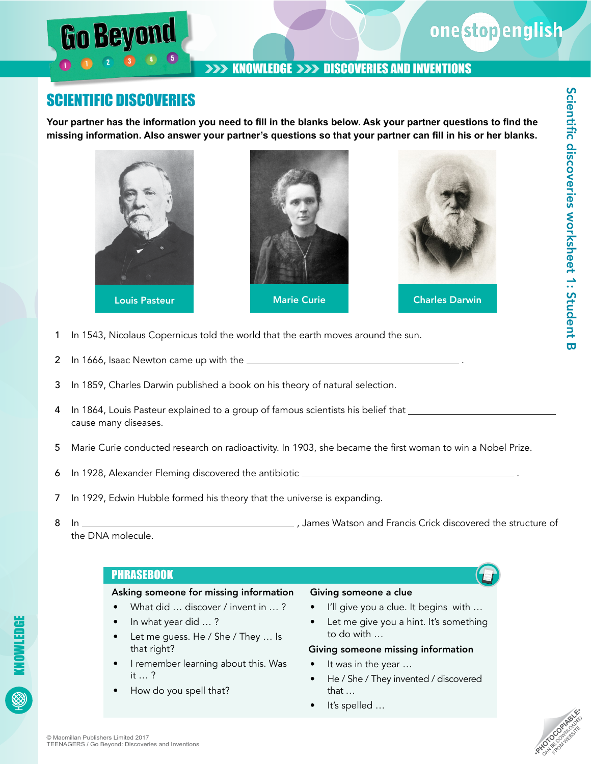# SCIENTIFIC DISCOVERIES

**Your partner has the information you need to fill in the blanks below. Ask your partner questions to find the missing information. Also answer your partner's questions so that your partner can fill in his or her blanks.**

Louis Pasteur

Marie Curie

Charles Darwin

1. In 1543, Nicolaus Copernicus told the world that the earth moves around the sun.
2. In 1666, Isaac Newton came up with the ________________________________________ .
3. In 1859, Charles Darwin published a book on his theory of natural selection.
4. In 1864, Louis Pasteur explained to a group of famous scientists his belief that ____________________________ cause many diseases.
5. Marie Curie conducted research on radioactivity. In 1903, she became the first woman to win a Nobel Prize.
6. In 1928, Alexander Fleming discovered the antibiotic ________________________________________ .
7. In 1929, Edwin Hubble formed his theory that the universe is expanding.
8. In ________________________________________ , James Watson and Francis Crick discovered the structure of the DNA molecule.

## PHRASEBOOK

**Asking someone for missing information**

- What did … discover / invent in … ?
- In what year did … ?
- Let me guess. He / She / They … Is that right?
- I remember learning about this. Was it … ?
- How do you spell that?

**Giving someone a clue**

- I'll give you a clue. It begins with …
- Let me give you a hint. It's something to do with …

**Giving someone missing information**

- It was in the year …
- He / She / They invented / discovered that …
- It's spelled …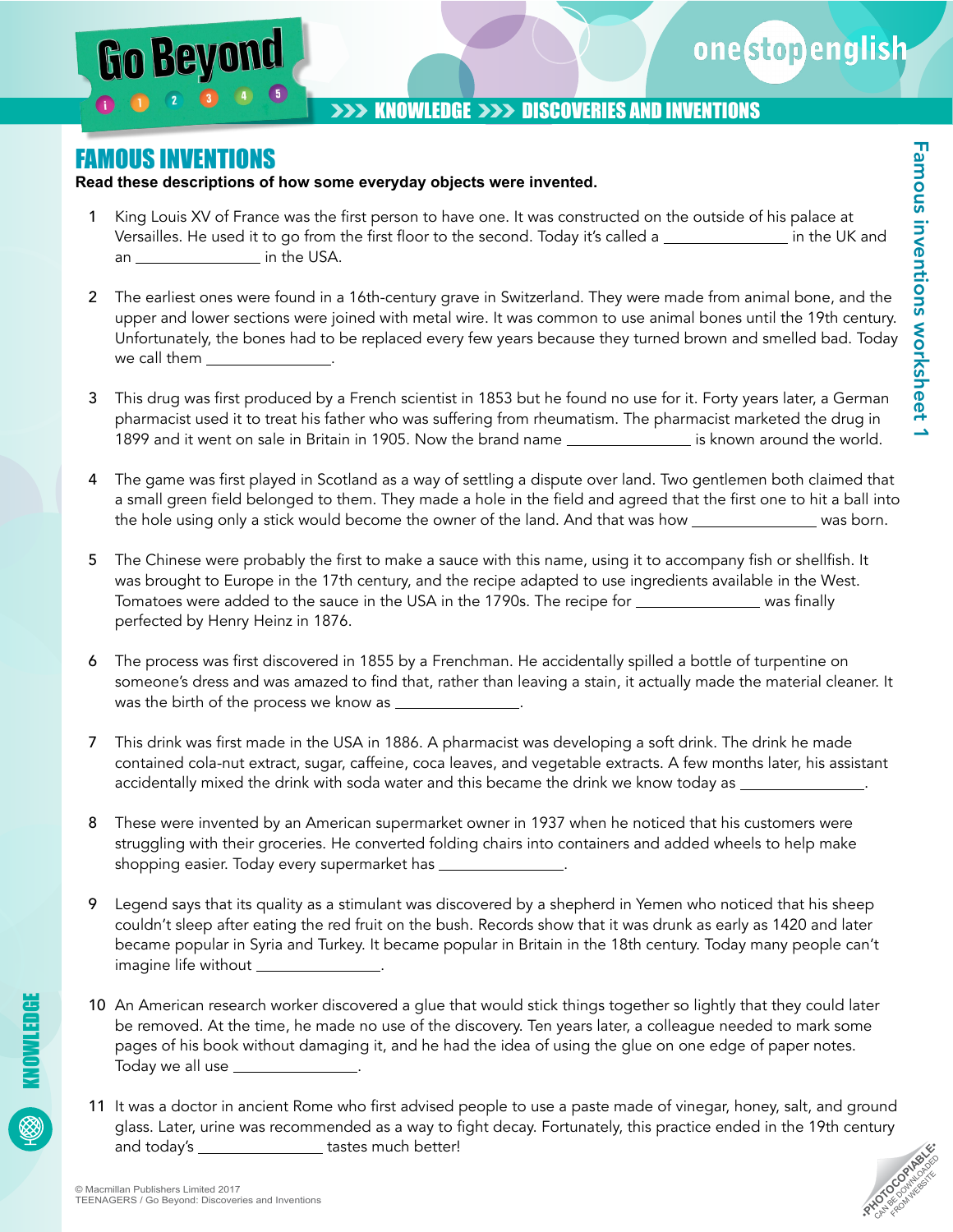# FAMOUS INVENTIONS

**Read these descriptions of how some everyday objects were invented.**

1. King Louis XV of France was the first person to have one. It was constructed on the outside of his palace at Versailles. He used it to go from the first floor to the second. Today it's called a ______________ in the UK and an ______________ in the USA.

2. The earliest ones were found in a 16th-century grave in Switzerland. They were made from animal bone, and the upper and lower sections were joined with metal wire. It was common to use animal bones until the 19th century. Unfortunately, the bones had to be replaced every few years because they turned brown and smelled bad. Today we call them ______________.

3. This drug was first produced by a French scientist in 1853 but he found no use for it. Forty years later, a German pharmacist used it to treat his father who was suffering from rheumatism. The pharmacist marketed the drug in 1899 and it went on sale in Britain in 1905. Now the brand name ______________ is known around the world.

4. The game was first played in Scotland as a way of settling a dispute over land. Two gentlemen both claimed that a small green field belonged to them. They made a hole in the field and agreed that the first one to hit a ball into the hole using only a stick would become the owner of the land. And that was how ______________ was born.

5. The Chinese were probably the first to make a sauce with this name, using it to accompany fish or shellfish. It was brought to Europe in the 17th century, and the recipe adapted to use ingredients available in the West. Tomatoes were added to the sauce in the USA in the 1790s. The recipe for ______________ was finally perfected by Henry Heinz in 1876.

6. The process was first discovered in 1855 by a Frenchman. He accidentally spilled a bottle of turpentine on someone's dress and was amazed to find that, rather than leaving a stain, it actually made the material cleaner. It was the birth of the process we know as ______________.

7. This drink was first made in the USA in 1886. A pharmacist was developing a soft drink. The drink he made contained cola-nut extract, sugar, caffeine, coca leaves, and vegetable extracts. A few months later, his assistant accidentally mixed the drink with soda water and this became the drink we know today as ______________.

8. These were invented by an American supermarket owner in 1937 when he noticed that his customers were struggling with their groceries. He converted folding chairs into containers and added wheels to help make shopping easier. Today every supermarket has ______________.

9. Legend says that its quality as a stimulant was discovered by a shepherd in Yemen who noticed that his sheep couldn't sleep after eating the red fruit on the bush. Records show that it was drunk as early as 1420 and later became popular in Syria and Turkey. It became popular in Britain in the 18th century. Today many people can't imagine life without ______________.

10. An American research worker discovered a glue that would stick things together so lightly that they could later be removed. At the time, he made no use of the discovery. Ten years later, a colleague needed to mark some pages of his book without damaging it, and he had the idea of using the glue on one edge of paper notes. Today we all use ______________.

11. It was a doctor in ancient Rome who first advised people to use a paste made of vinegar, honey, salt, and ground glass. Later, urine was recommended as a way to fight decay. Fortunately, this practice ended in the 19th century and today's ______________ tastes much better!

© Macmillan Publishers Limited 2017
TEENAGERS / Go Beyond: Discoveries and Inventions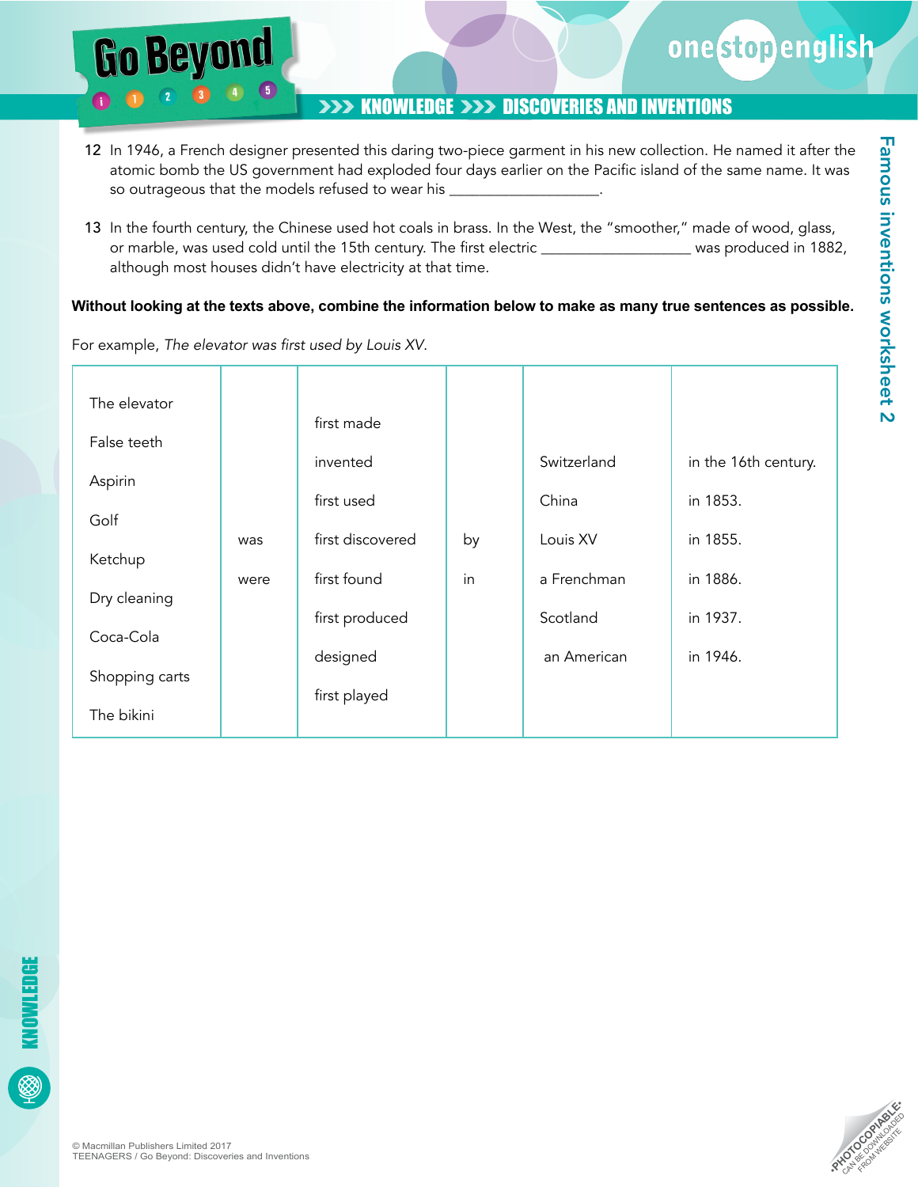12 In 1946, a French designer presented this daring two-piece garment in his new collection. He named it after the atomic bomb the US government had exploded four days earlier on the Pacific island of the same name. It was so outrageous that the models refused to wear his ___________________.

13 In the fourth century, the Chinese used hot coals in brass. In the West, the "smoother," made of wood, glass, or marble, was used cold until the 15th century. The first electric ___________________ was produced in 1882, although most houses didn't have electricity at that time.

**Without looking at the texts above, combine the information below to make as many true sentences as possible.**

For example, *The elevator was first used by Louis XV.*

| | | | | | |
|---|---|---|---|---|---|
| The elevator | | first made | | | |
| False teeth | | invented | | Switzerland | in the 16th century. |
| Aspirin | | first used | | China | in 1853. |
| Golf | was | first discovered | by | Louis XV | in 1855. |
| Ketchup | were | first found | in | a Frenchman | in 1886. |
| Dry cleaning | | first produced | | Scotland | in 1937. |
| Coca-Cola | | designed | | an American | in 1946. |
| Shopping carts | | first played | | | |
| The bikini | | | | | |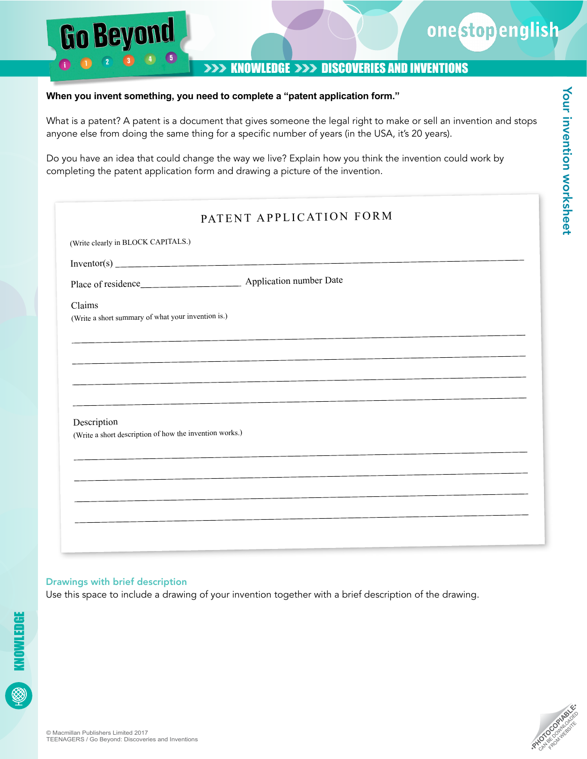**When you invent something, you need to complete a "patent application form."**

What is a patent? A patent is a document that gives someone the legal right to make or sell an invention and stops anyone else from doing the same thing for a specific number of years (in the USA, it's 20 years).

Do you have an idea that could change the way we live? Explain how you think the invention could work by completing the patent application form and drawing a picture of the invention.

## PATENT APPLICATION FORM

(Write clearly in BLOCK CAPITALS.)

Inventor(s) ____________________________________________

Place of residence______________________ Application number Date

Claims
(Write a short summary of what your invention is.)

________________________________________________________________

________________________________________________________________

________________________________________________________________

________________________________________________________________

Description
(Write a short description of how the invention works.)

________________________________________________________________

________________________________________________________________

________________________________________________________________

________________________________________________________________

### Drawings with brief description

Use this space to include a drawing of your invention together with a brief description of the drawing.

© Macmillan Publishers Limited 2017
TEENAGERS / Go Beyond: Discoveries and Inventions